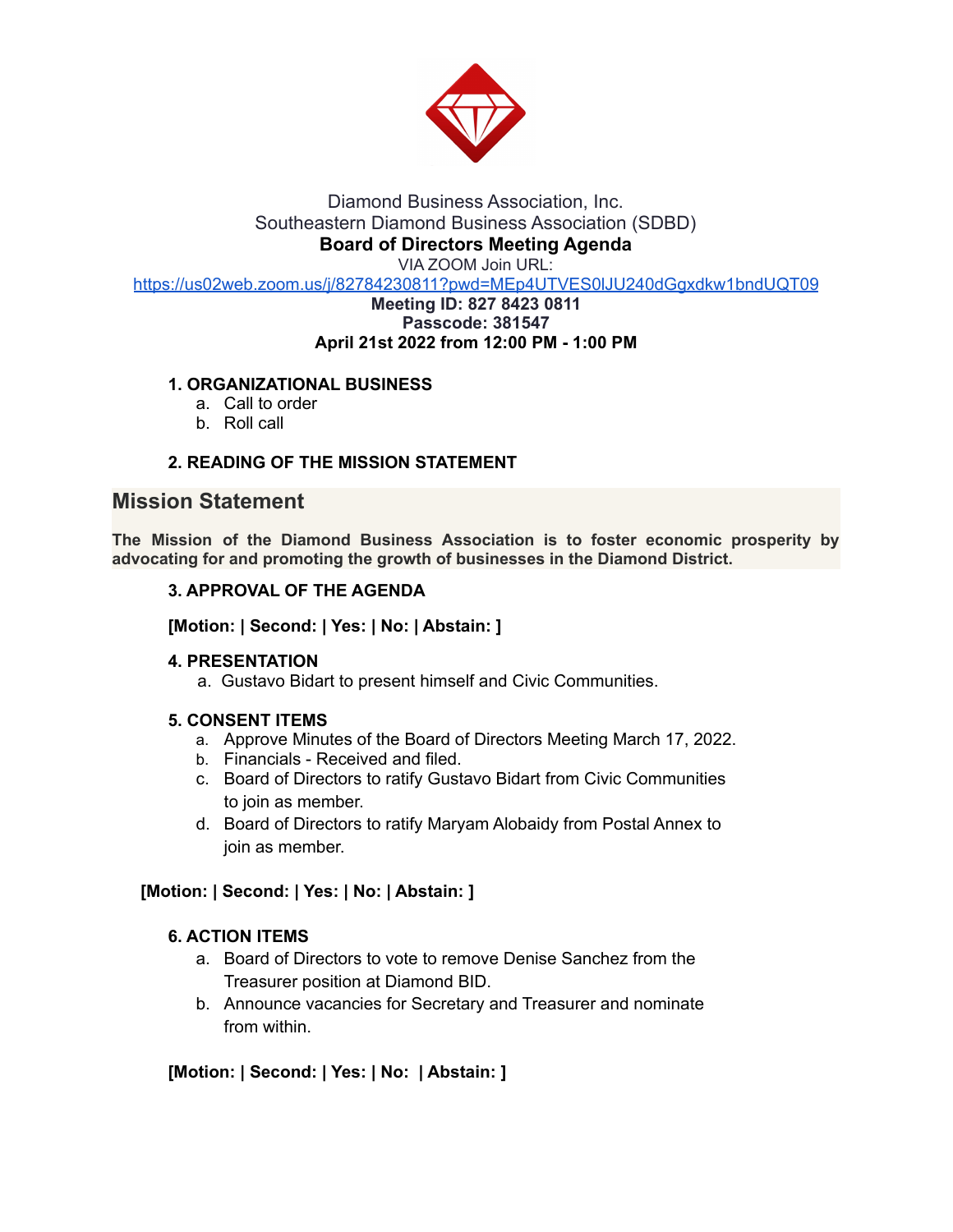Diamond Business Association, Inc.
Southeastern Diamond Business Association (SDBD)

**Board of Directors Meeting Agenda**

VIA ZOOM Join URL:
https://us02web.zoom.us/j/82784230811?pwd=MEp4UTVES0lJU240dGgxdkw1bndUQT09

**Meeting ID: 827 8423 0811**
**Passcode: 381547**
**April 21st 2022 from 12:00 PM - 1:00 PM**

**1. ORGANIZATIONAL BUSINESS**

a. Call to order
b. Roll call

**2. READING OF THE MISSION STATEMENT**

## Mission Statement

**The Mission of the Diamond Business Association is to foster economic prosperity by advocating for and promoting the growth of businesses in the Diamond District.**

**3. APPROVAL OF THE AGENDA**

**[Motion: | Second: | Yes: | No: | Abstain: ]**

**4. PRESENTATION**

a. Gustavo Bidart to present himself and Civic Communities.

**5. CONSENT ITEMS**

a. Approve Minutes of the Board of Directors Meeting March 17, 2022.
b. Financials - Received and filed.
c. Board of Directors to ratify Gustavo Bidart from Civic Communities to join as member.
d. Board of Directors to ratify Maryam Alobaidy from Postal Annex to join as member.

**[Motion: | Second: | Yes: | No: | Abstain: ]**

**6. ACTION ITEMS**

a. Board of Directors to vote to remove Denise Sanchez from the Treasurer position at Diamond BID.
b. Announce vacancies for Secretary and Treasurer and nominate from within.

**[Motion: | Second: | Yes: | No:  | Abstain: ]**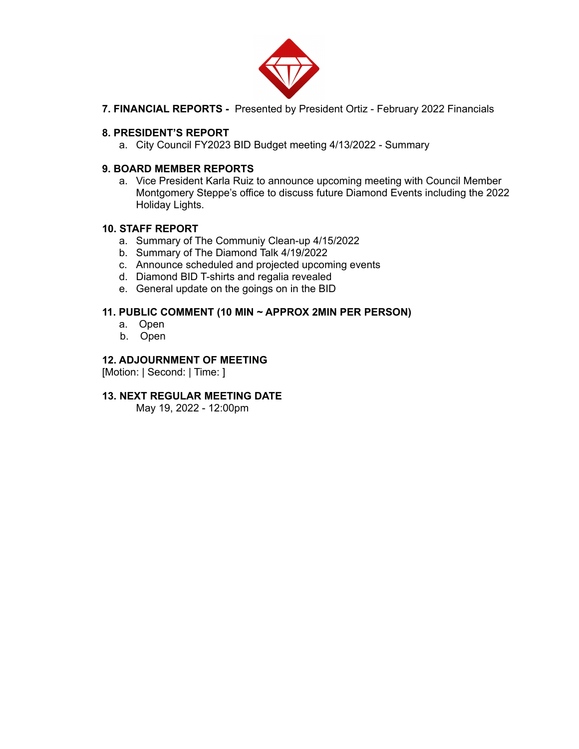**7. FINANCIAL REPORTS -** Presented by President Ortiz - February 2022 Financials

**8. PRESIDENT'S REPORT**

a. City Council FY2023 BID Budget meeting 4/13/2022 - Summary

**9. BOARD MEMBER REPORTS**

a. Vice President Karla Ruiz to announce upcoming meeting with Council Member Montgomery Steppe's office to discuss future Diamond Events including the 2022 Holiday Lights.

**10. STAFF REPORT**

a. Summary of The Communiy Clean-up 4/15/2022
b. Summary of The Diamond Talk 4/19/2022
c. Announce scheduled and projected upcoming events
d. Diamond BID T-shirts and regalia revealed
e. General update on the goings on in the BID

**11. PUBLIC COMMENT (10 MIN ~ APPROX 2MIN PER PERSON)**

a. Open
b. Open

**12. ADJOURNMENT OF MEETING**

[Motion: | Second: | Time: ]

**13. NEXT REGULAR MEETING DATE**

May 19, 2022 - 12:00pm